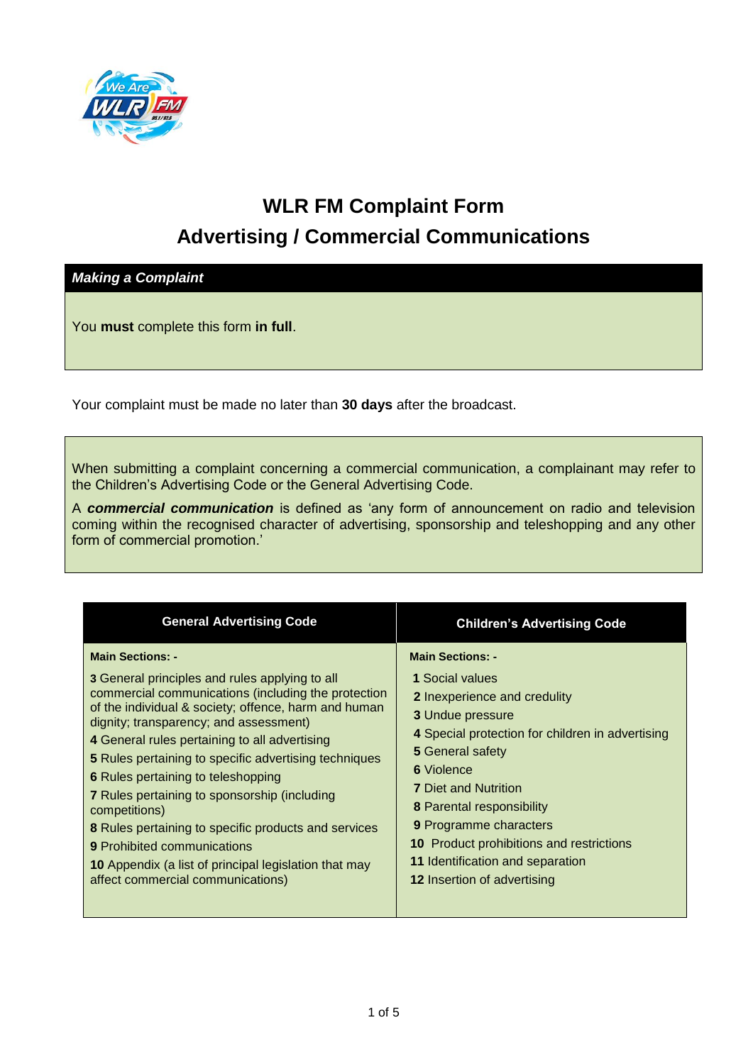# WLR FM Complaint Form

## Advertising / Commercial Communications

***Making a Complaint***

You **must** complete this form **in full**.

Your complaint must be made no later than **30 days** after the broadcast.

When submitting a complaint concerning a commercial communication, a complainant may refer to the Children's Advertising Code or the General Advertising Code.

A ***commercial communication*** is defined as 'any form of announcement on radio and television coming within the recognised character of advertising, sponsorship and teleshopping and any other form of commercial promotion.'

| General Advertising Code | Children's Advertising Code |
|---|---|
| **Main Sections: -** | **Main Sections: -** |
| **3** General principles and rules applying to all commercial communications (including the protection of the individual & society; offence, harm and human dignity; transparency; and assessment) | **1** Social values |
| **4** General rules pertaining to all advertising | **2** Inexperience and credulity |
| **5** Rules pertaining to specific advertising techniques | **3** Undue pressure |
| **6** Rules pertaining to teleshopping | **4** Special protection for children in advertising |
| **7** Rules pertaining to sponsorship (including competitions) | **5** General safety |
| **8** Rules pertaining to specific products and services | **6** Violence |
| **9** Prohibited communications | **7** Diet and Nutrition |
| **10** Appendix (a list of principal legislation that may affect commercial communications) | **8** Parental responsibility |
| | **9** Programme characters |
| | **10** Product prohibitions and restrictions |
| | **11** Identification and separation |
| | **12** Insertion of advertising |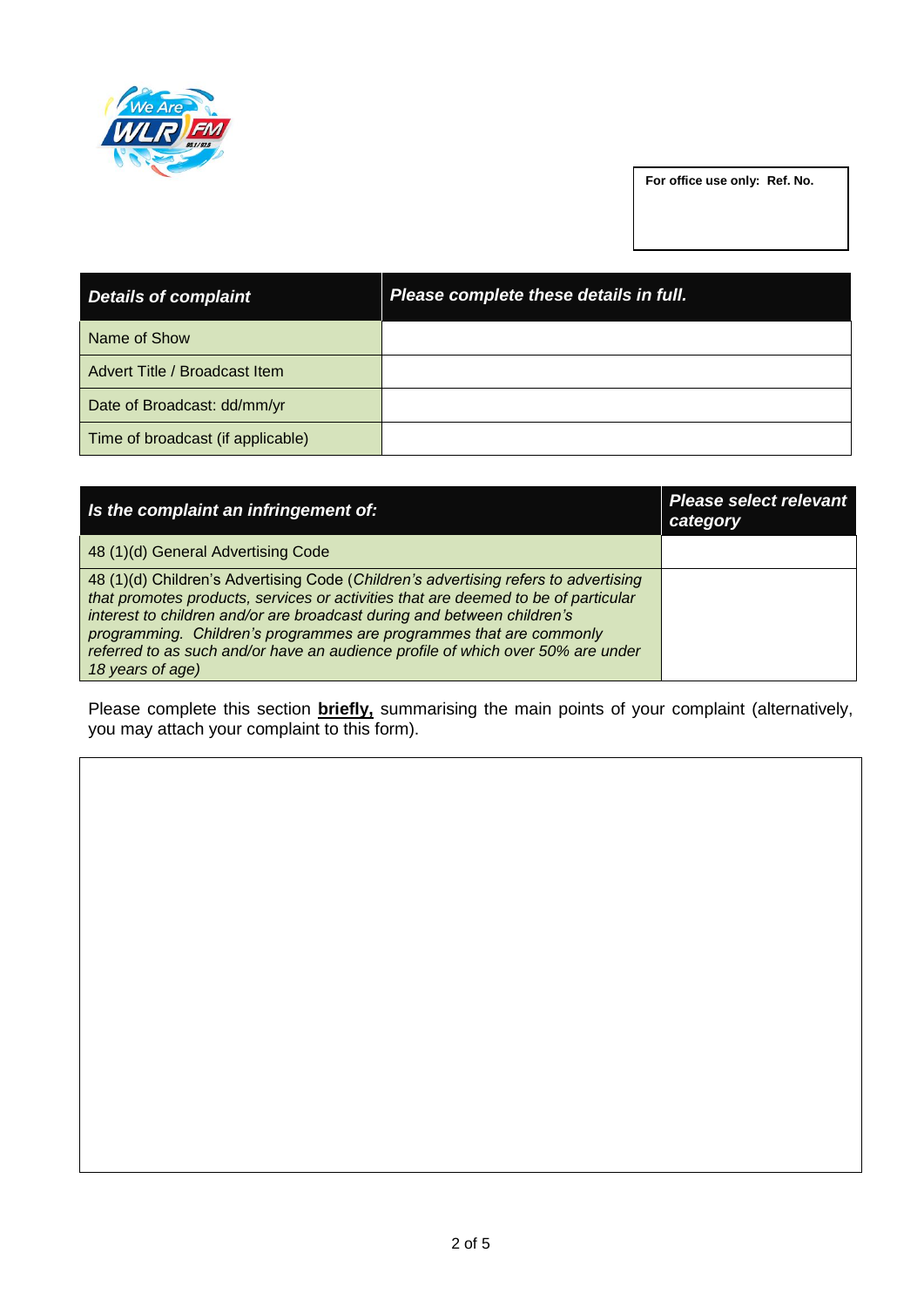| For office use only: Ref. No. |
|---|
| |

| ***Details of complaint*** | ***Please complete these details in full.*** |
|---|---|
| Name of Show | |
| Advert Title / Broadcast Item | |
| Date of Broadcast: dd/mm/yr | |
| Time of broadcast (if applicable) | |

| ***Is the complaint an infringement of:*** | ***Please select relevant category*** |
|---|---|
| 48 (1)(d) General Advertising Code | |
| 48 (1)(d) Children's Advertising Code (*Children's advertising refers to advertising that promotes products, services or activities that are deemed to be of particular interest to children and/or are broadcast during and between children's programming. Children's programmes are programmes that are commonly referred to as such and/or have an audience profile of which over 50% are under 18 years of age)* | |

Please complete this section **briefly,** summarising the main points of your complaint (alternatively, you may attach your complaint to this form).

| |
|---|
| |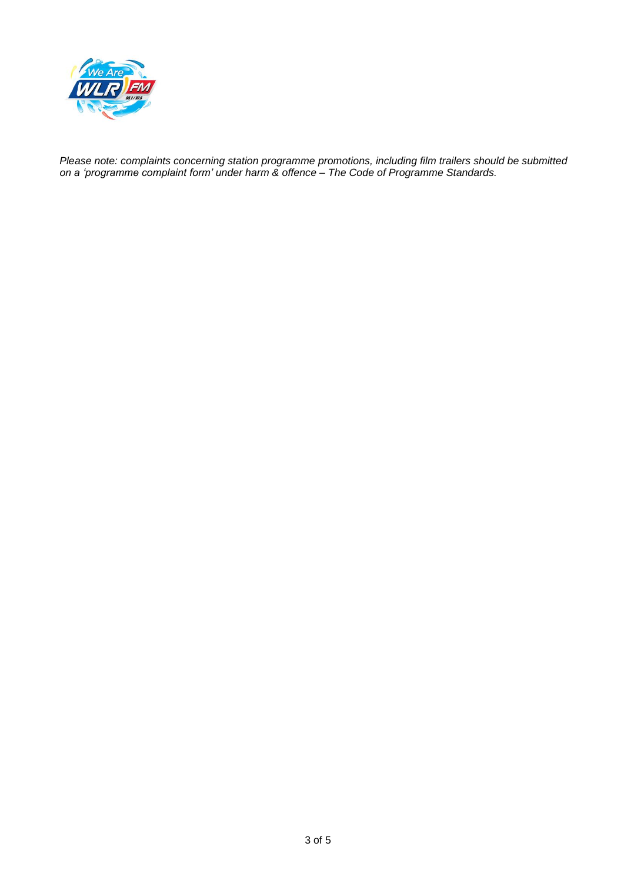*Please note: complaints concerning station programme promotions, including film trailers should be submitted on a 'programme complaint form' under harm & offence – The Code of Programme Standards.*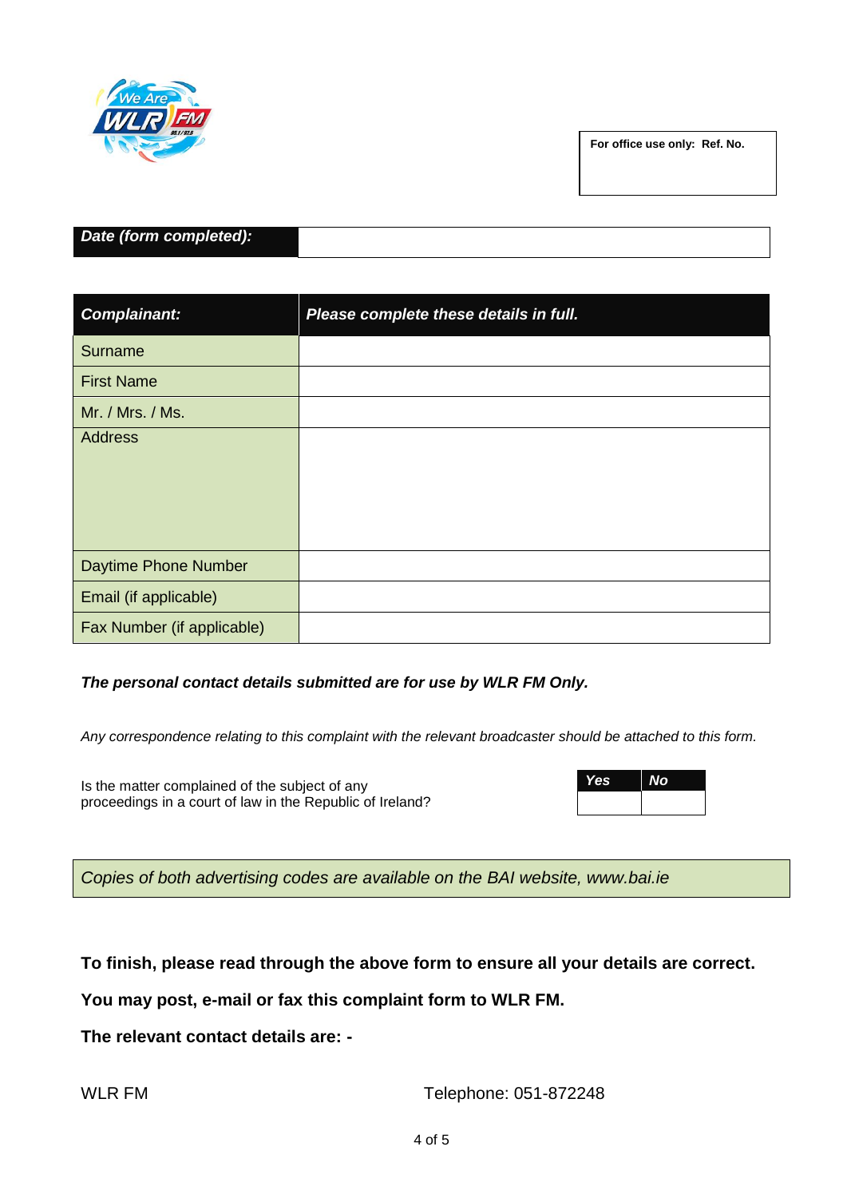| For office use only: Ref. No. |
|---|
| |

| ***Date (form completed):*** | |
|---|---|

| ***Complainant:*** | ***Please complete these details in full.*** |
|---|---|
| Surname | |
| First Name | |
| Mr. / Mrs. / Ms. | |
| Address | |
| Daytime Phone Number | |
| Email (if applicable) | |
| Fax Number (if applicable) | |

***The personal contact details submitted are for use by WLR FM Only.***

*Any correspondence relating to this complaint with the relevant broadcaster should be attached to this form.*

Is the matter complained of the subject of any proceedings in a court of law in the Republic of Ireland?

| ***Yes*** | ***No*** |
|---|---|
| | |

*Copies of both advertising codes are available on the BAI website, www.bai.ie*

**To finish, please read through the above form to ensure all your details are correct.**

**You may post, e-mail or fax this complaint form to WLR FM.**

**The relevant contact details are: -**

WLR FM

Telephone: 051-872248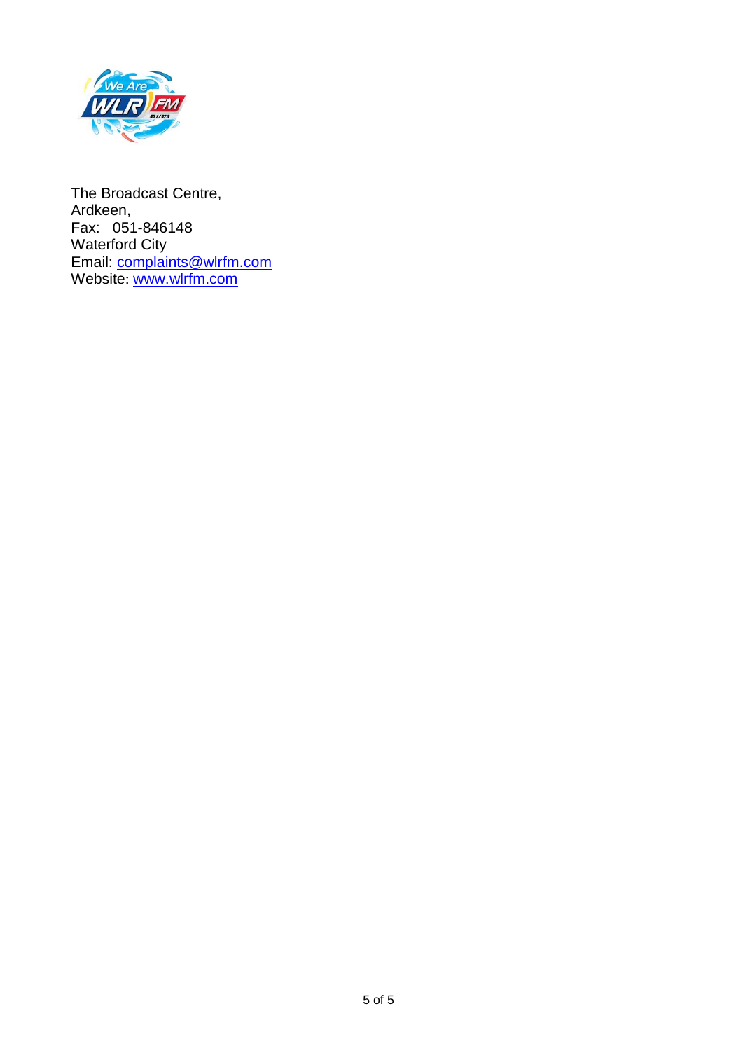The Broadcast Centre,
Ardkeen,
Fax: 051-846148
Waterford City
Email: complaints@wlrfm.com
Website: www.wlrfm.com